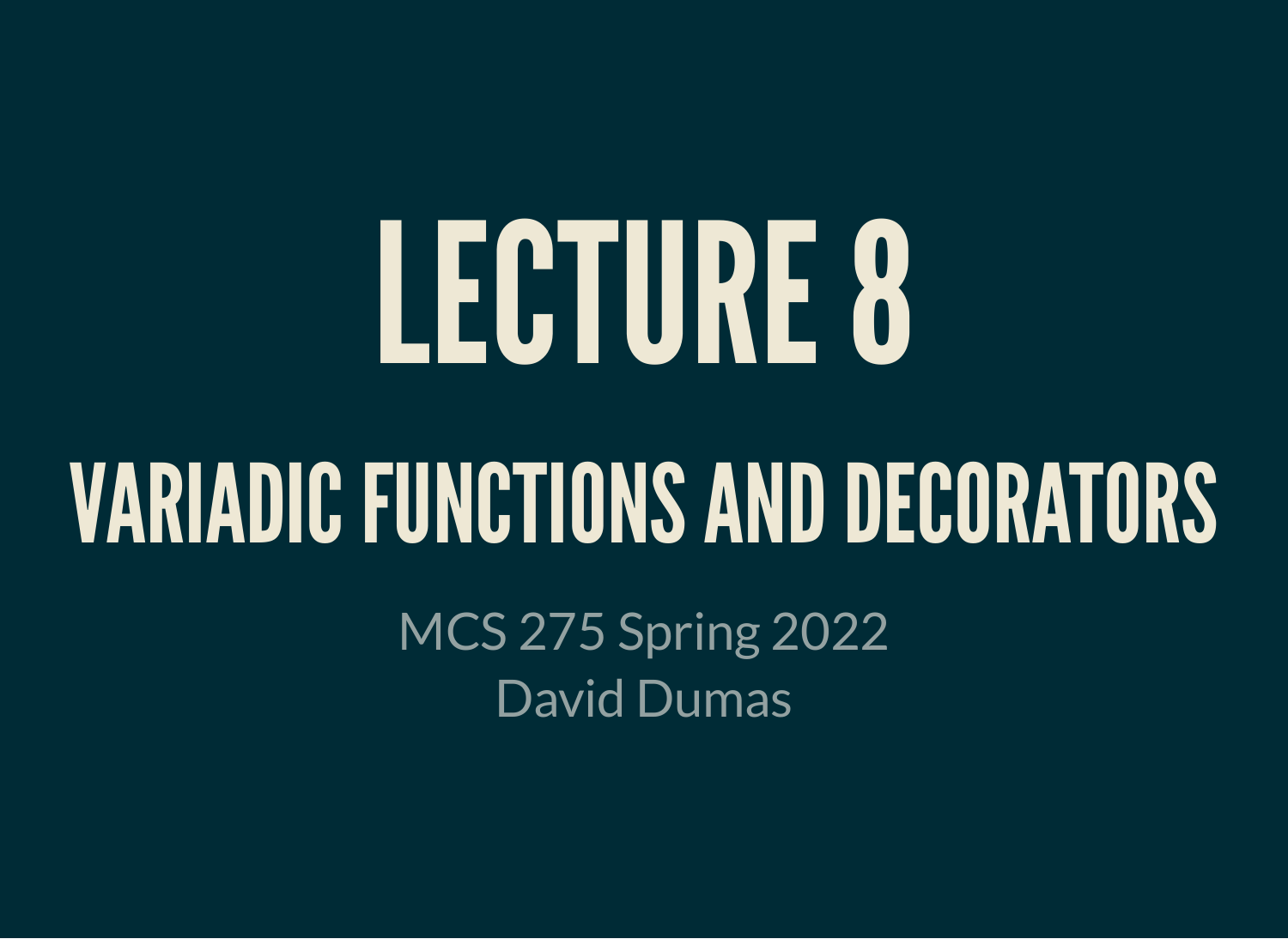# LECTURE 8

## VARIADIC FUNCTIONS AND DECORATORS

MCS 275 Spring 2022
David Dumas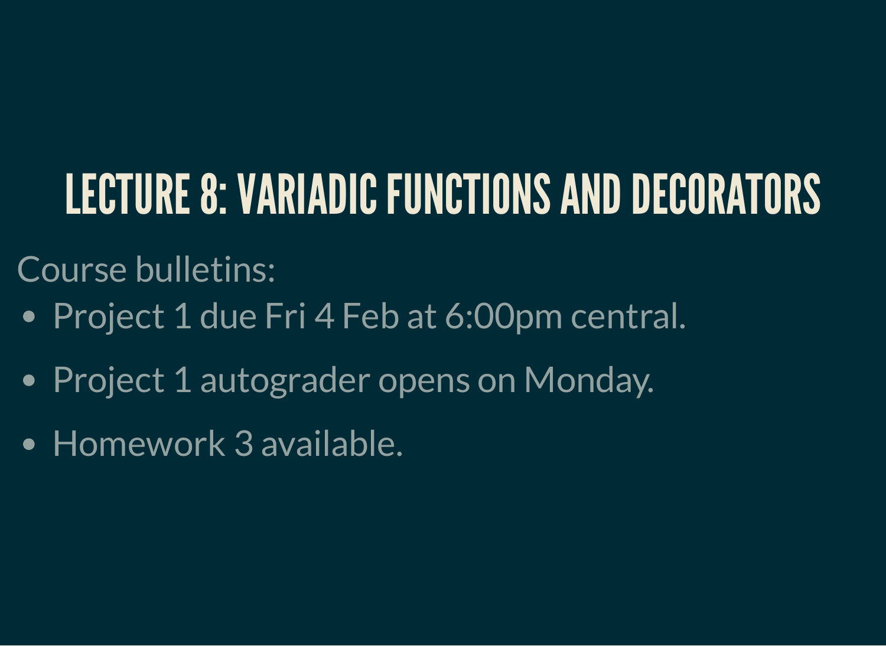# LECTURE 8: VARIADIC FUNCTIONS AND DECORATORS

Course bulletins:

- Project 1 due Fri 4 Feb at 6:00pm central.
- Project 1 autograder opens on Monday.
- Homework 3 available.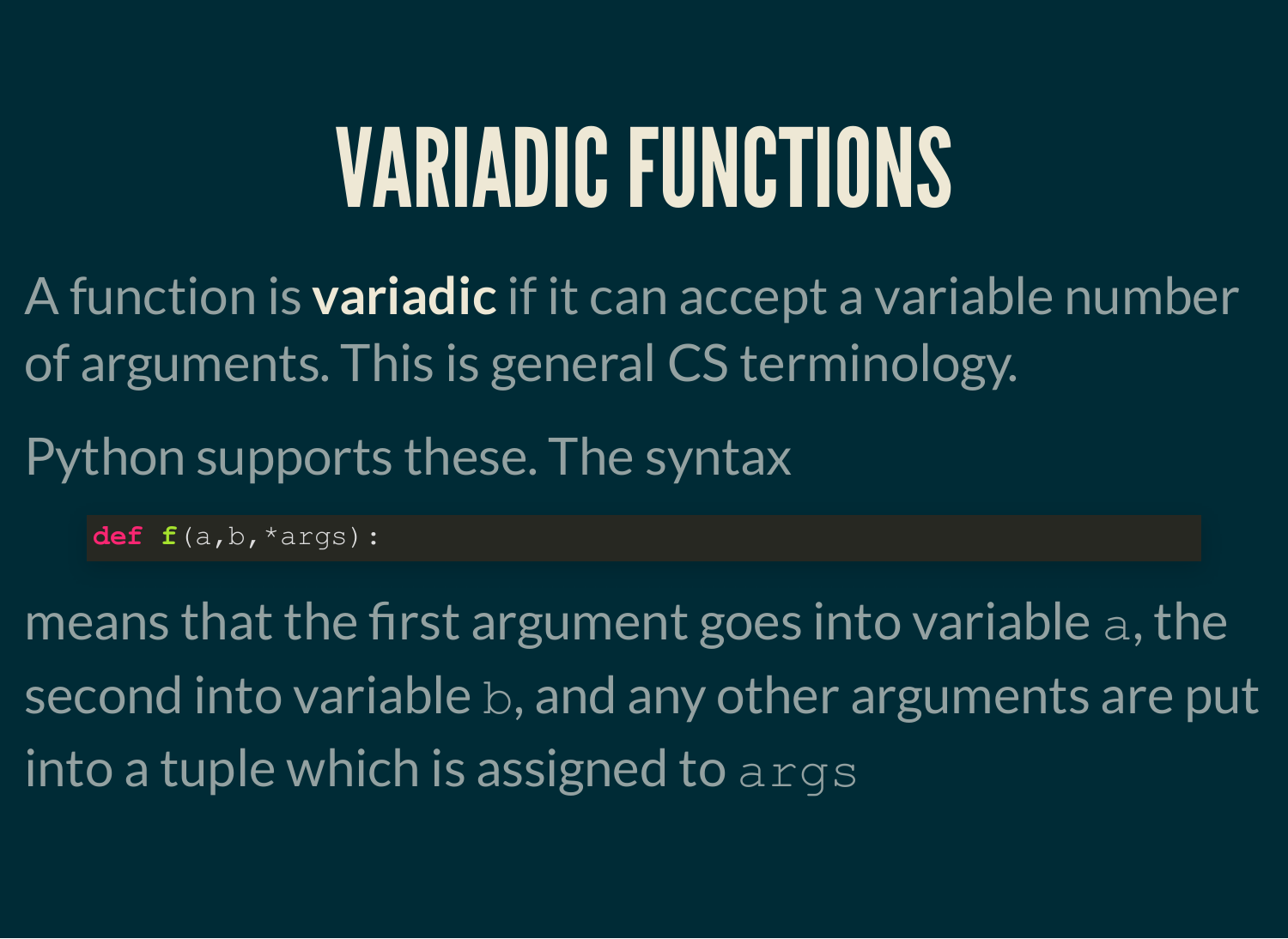# VARIADIC FUNCTIONS

A function is **variadic** if it can accept a variable number of arguments. This is general CS terminology.

Python supports these. The syntax

```
def f(a,b,*args):
```

means that the first argument goes into variable `a`, the second into variable `b`, and any other arguments are put into a tuple which is assigned to `args`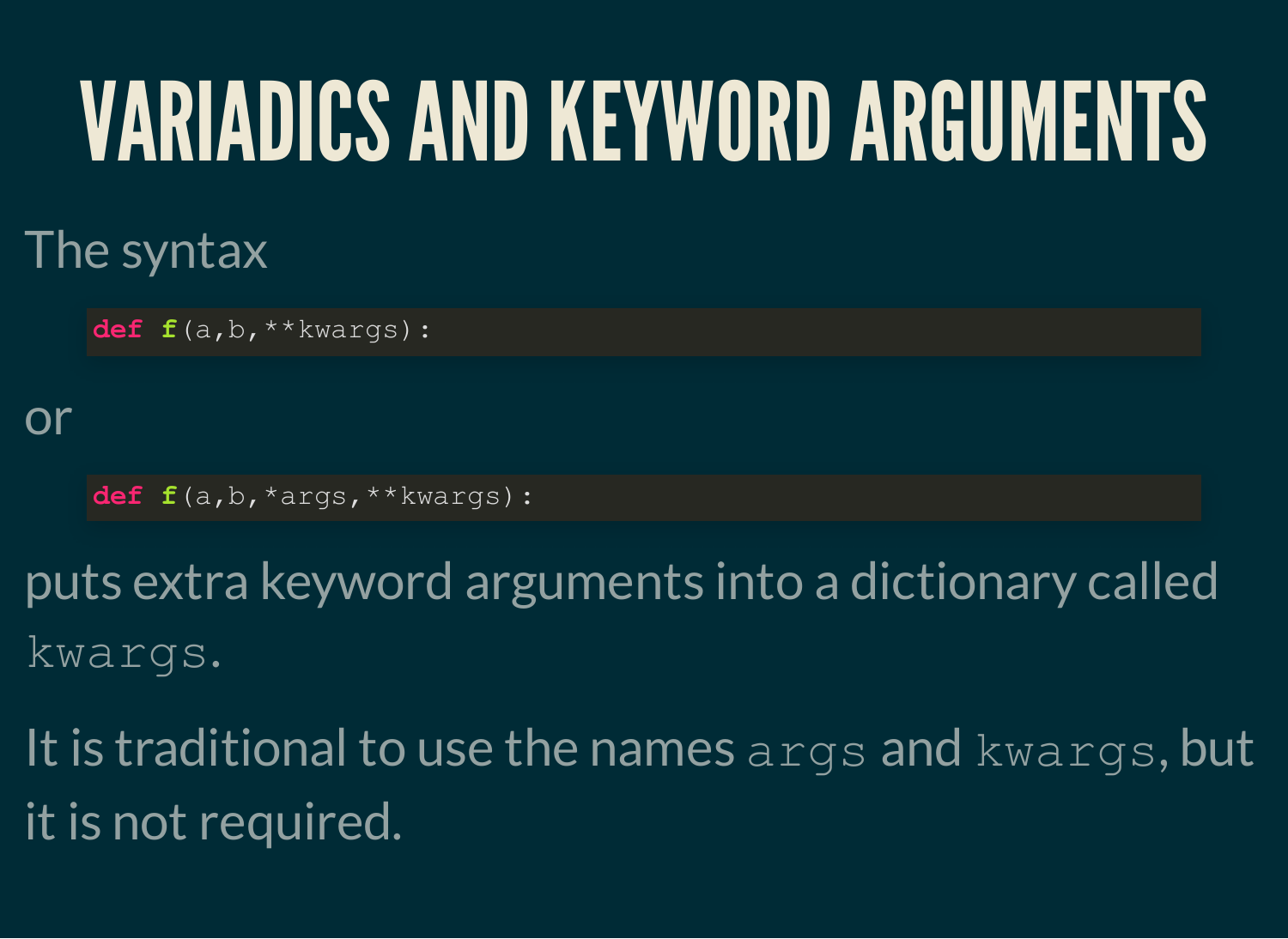# VARIADICS AND KEYWORD ARGUMENTS

The syntax

```
def f(a,b,**kwargs):
```

or

```
def f(a,b,*args,**kwargs):
```

puts extra keyword arguments into a dictionary called `kwargs`.

It is traditional to use the names `args` and `kwargs`, but it is not required.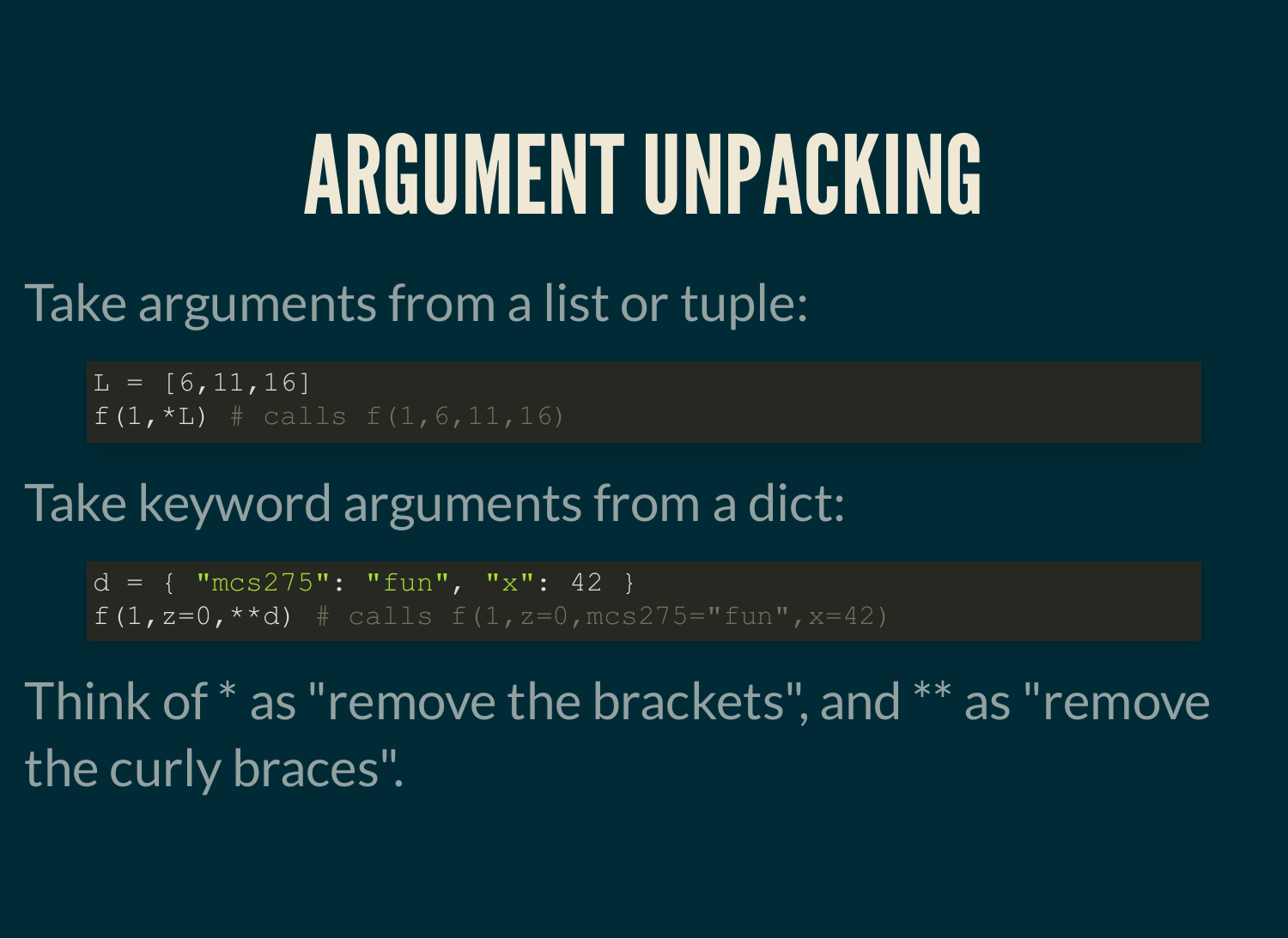# ARGUMENT UNPACKING

Take arguments from a list or tuple:

```
L = [6,11,16]
f(1,*L) # calls f(1,6,11,16)
```

Take keyword arguments from a dict:

```
d = { "mcs275": "fun", "x": 42 }
f(1,z=0,**d) # calls f(1,z=0,mcs275="fun",x=42)
```

Think of * as "remove the brackets", and ** as "remove the curly braces".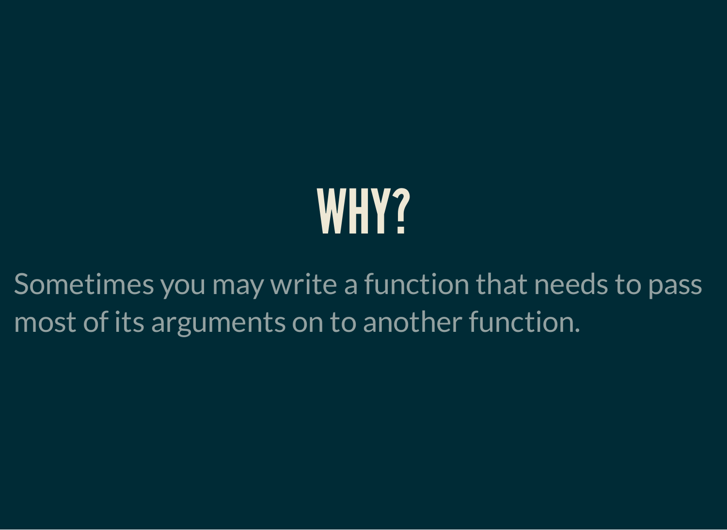# WHY?

Sometimes you may write a function that needs to pass most of its arguments on to another function.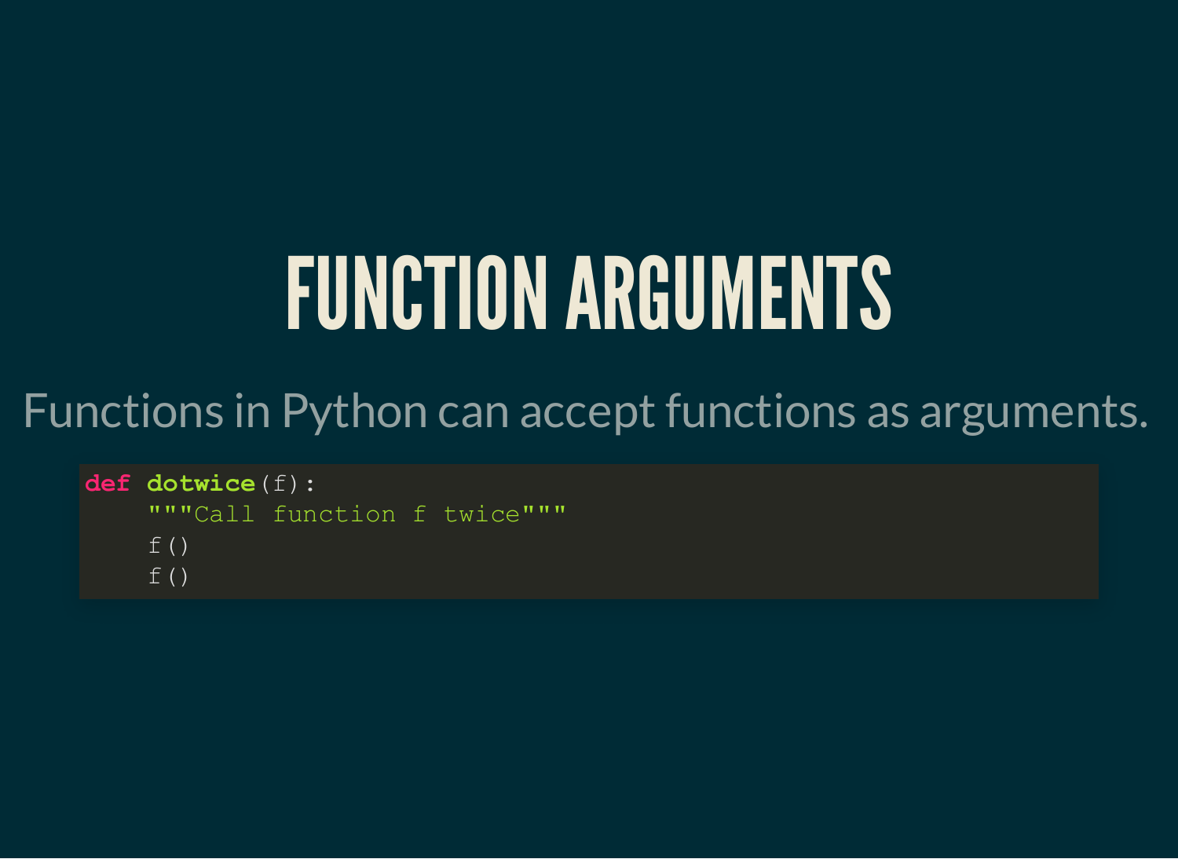# FUNCTION ARGUMENTS

Functions in Python can accept functions as arguments.

```python
def dotwice(f):
    """Call function f twice"""
    f()
    f()
```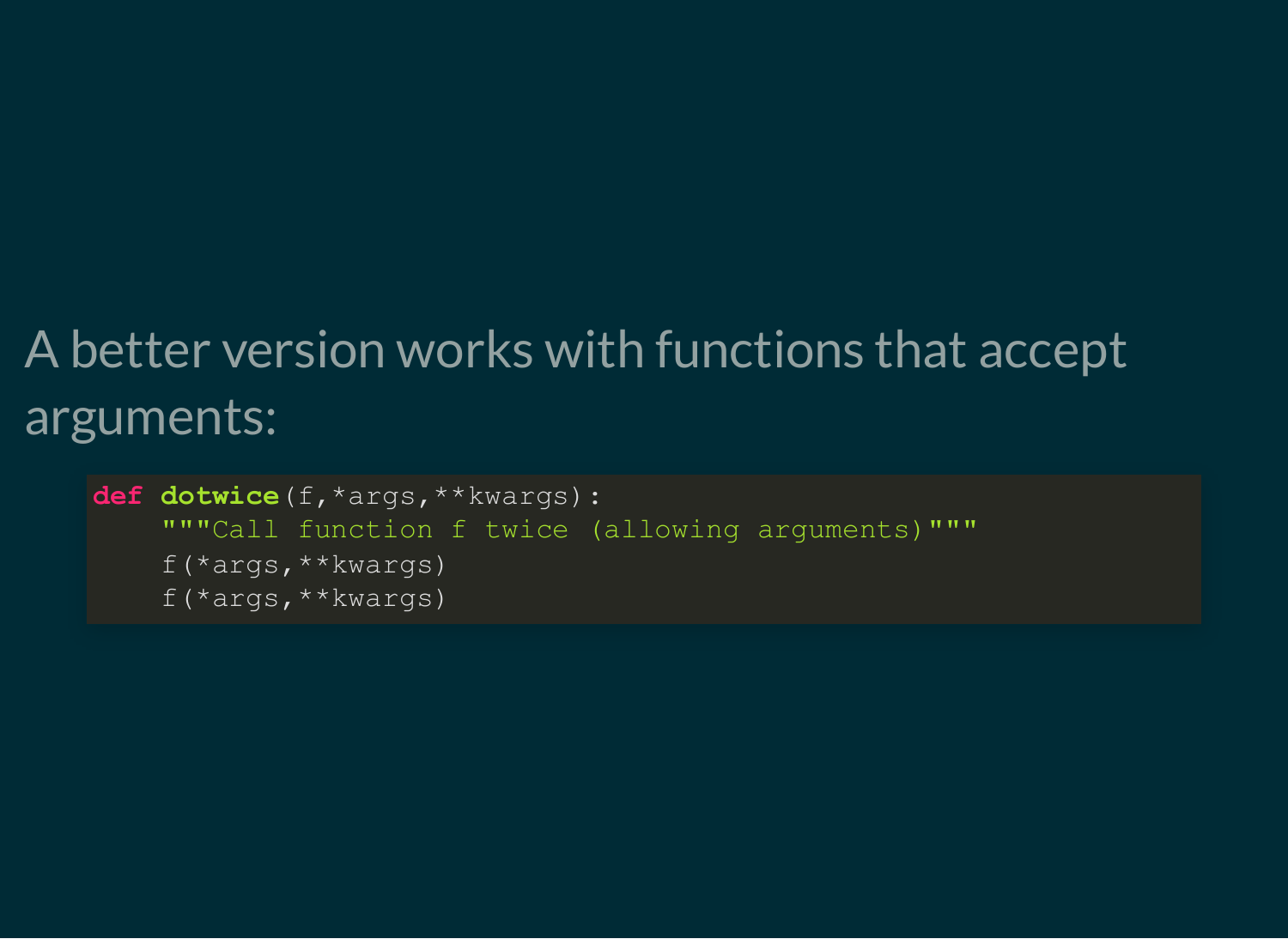A better version works with functions that accept arguments:

```python
def dotwice(f,*args,**kwargs):
    """Call function f twice (allowing arguments)"""
    f(*args,**kwargs)
    f(*args,**kwargs)
```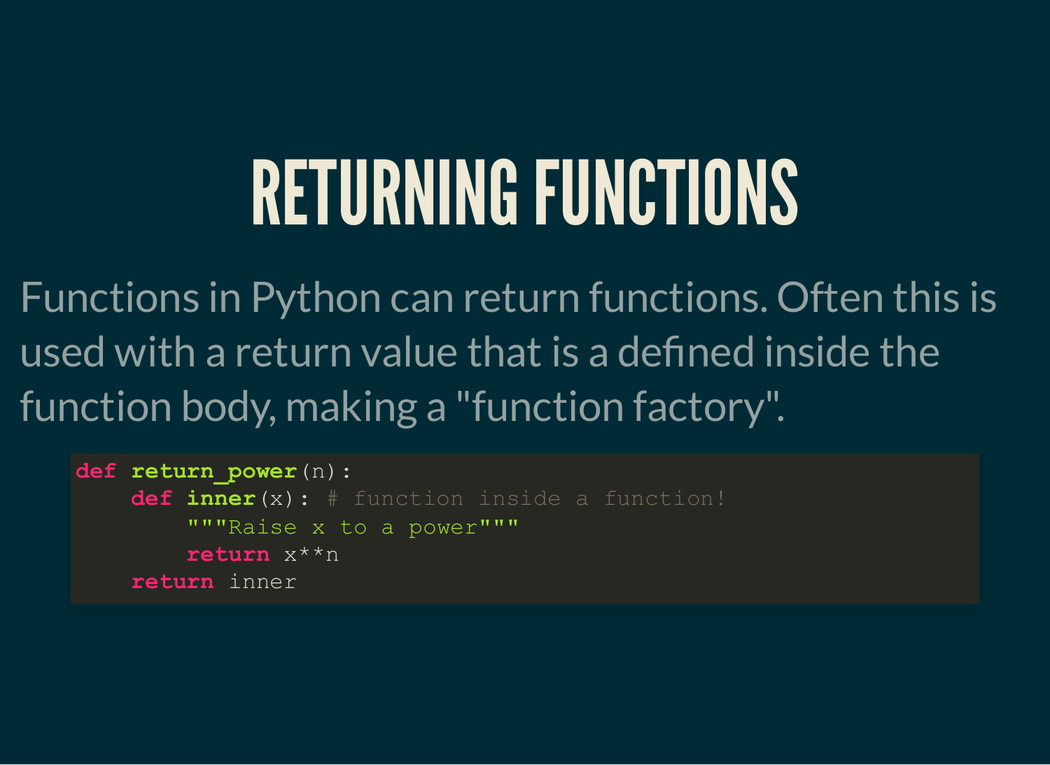# RETURNING FUNCTIONS

Functions in Python can return functions. Often this is used with a return value that is a defined inside the function body, making a "function factory".

```
def return_power(n):
    def inner(x): # function inside a function!
        """Raise x to a power"""
        return x**n
    return inner
```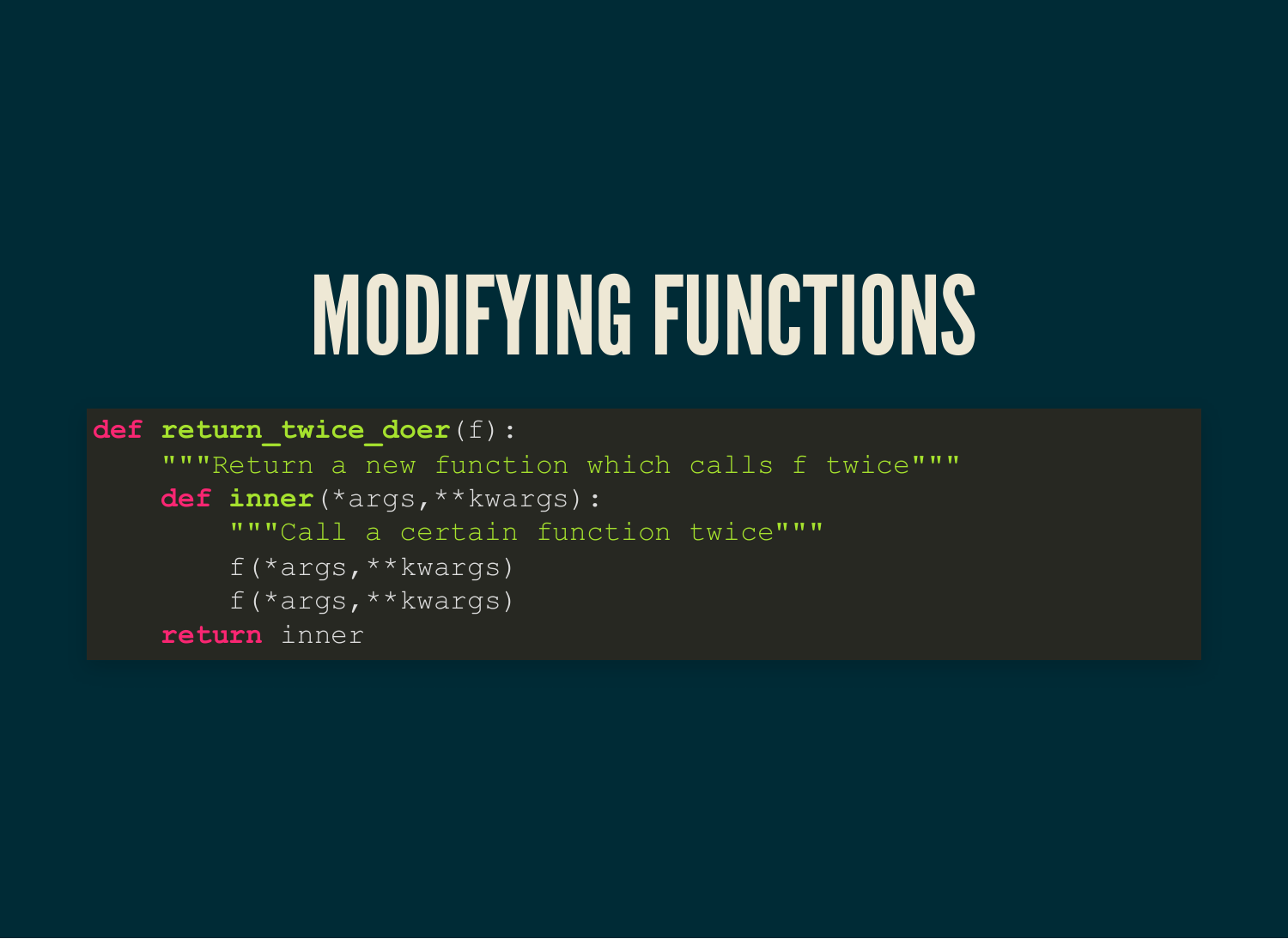# MODIFYING FUNCTIONS

```python
def return_twice_doer(f):
    """Return a new function which calls f twice"""
    def inner(*args,**kwargs):
        """Call a certain function twice"""
        f(*args,**kwargs)
        f(*args,**kwargs)
    return inner
```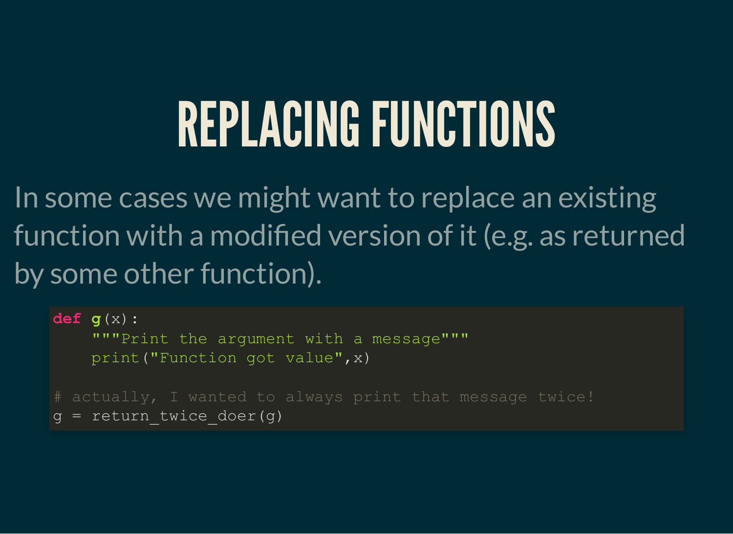# REPLACING FUNCTIONS

In some cases we might want to replace an existing function with a modified version of it (e.g. as returned by some other function).

```
def g(x):
    """Print the argument with a message"""
    print("Function got value",x)

# actually, I wanted to always print that message twice!
g = return_twice_doer(g)
```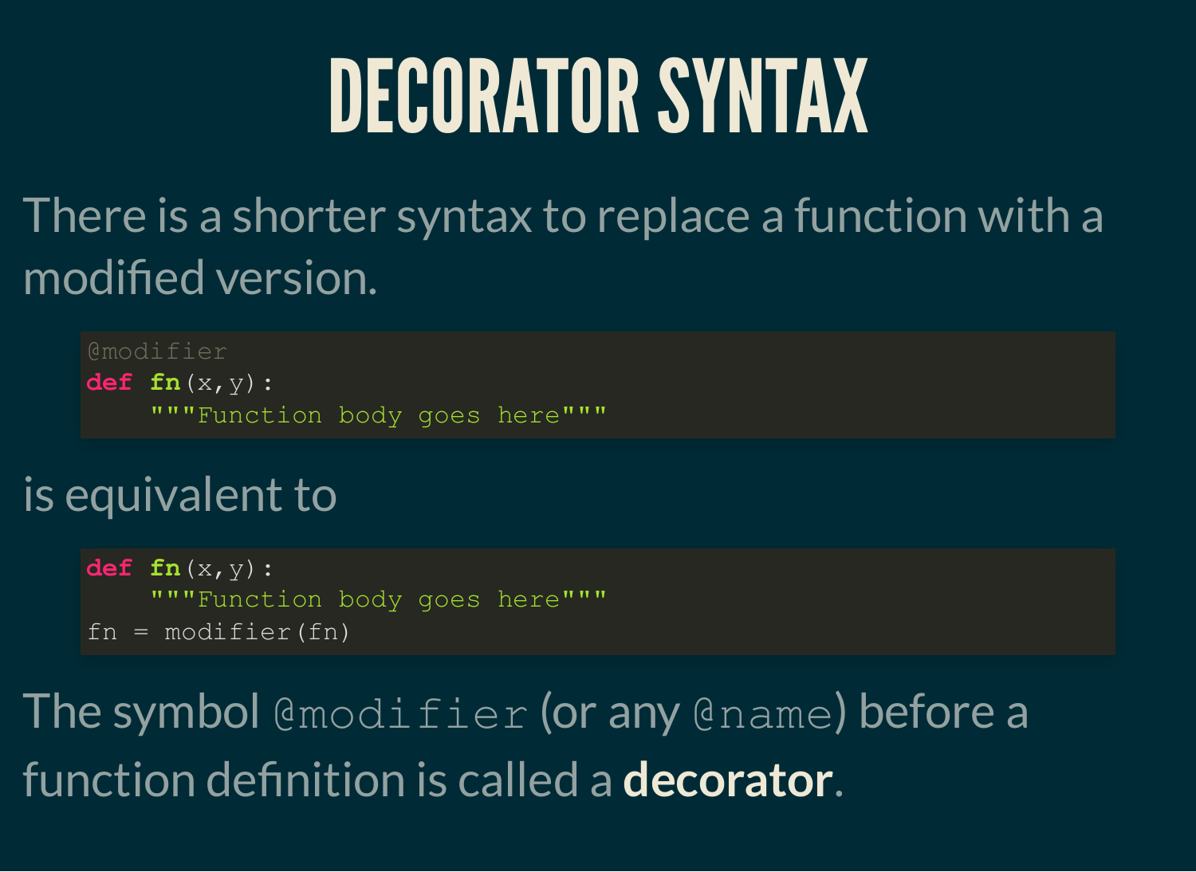# DECORATOR SYNTAX

There is a shorter syntax to replace a function with a modified version.

```
@modifier
def fn(x,y):
    """Function body goes here"""
```

is equivalent to

```
def fn(x,y):
    """Function body goes here"""
fn = modifier(fn)
```

The symbol `@modifier` (or any `@name`) before a function definition is called a **decorator**.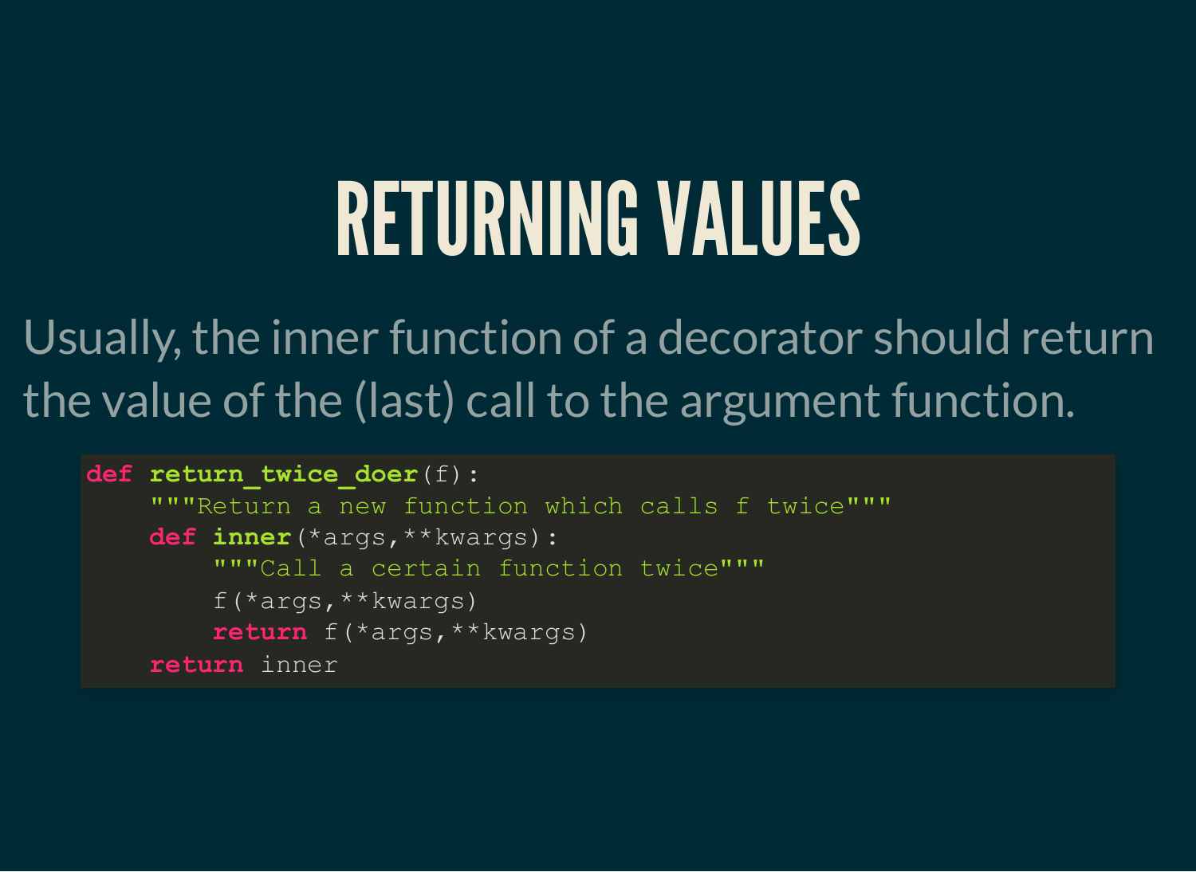# RETURNING VALUES

Usually, the inner function of a decorator should return the value of the (last) call to the argument function.

```python
def return_twice_doer(f):
    """Return a new function which calls f twice"""
    def inner(*args,**kwargs):
        """Call a certain function twice"""
        f(*args,**kwargs)
        return f(*args,**kwargs)
    return inner
```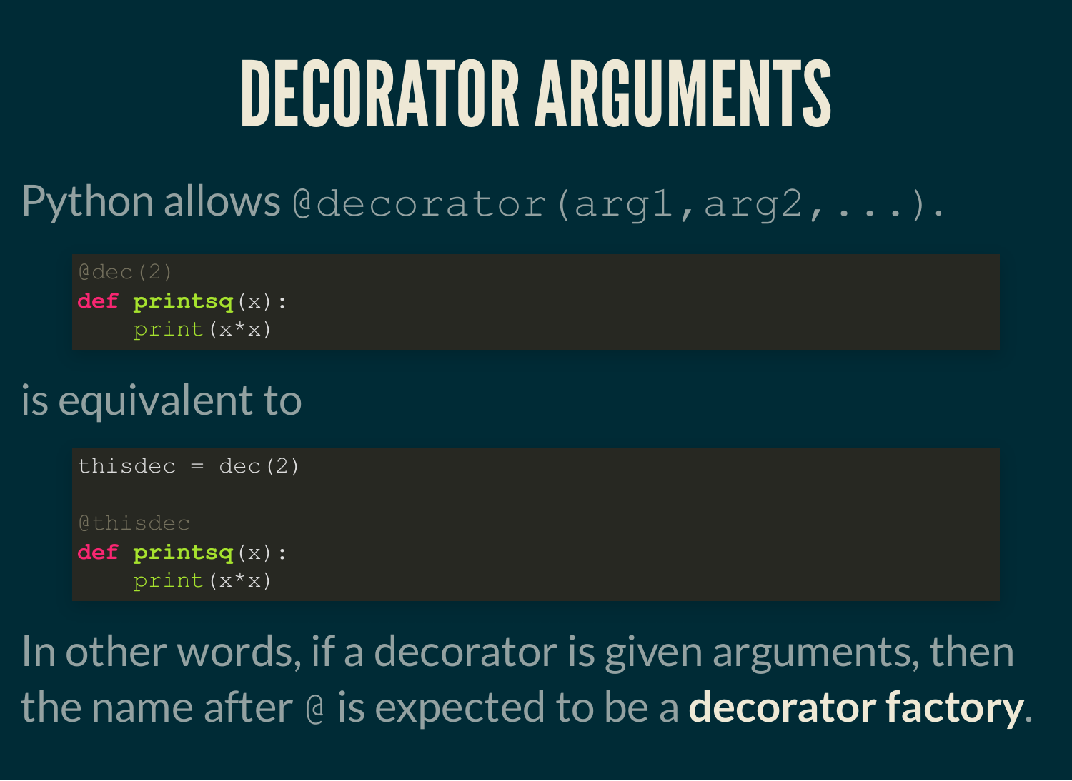# DECORATOR ARGUMENTS

Python allows `@decorator(arg1,arg2,...)`.

```
@dec(2)
def printsq(x):
    print(x*x)
```

is equivalent to

```
thisdec = dec(2)

@thisdec
def printsq(x):
    print(x*x)
```

In other words, if a decorator is given arguments, then the name after `@` is expected to be a **decorator factory**.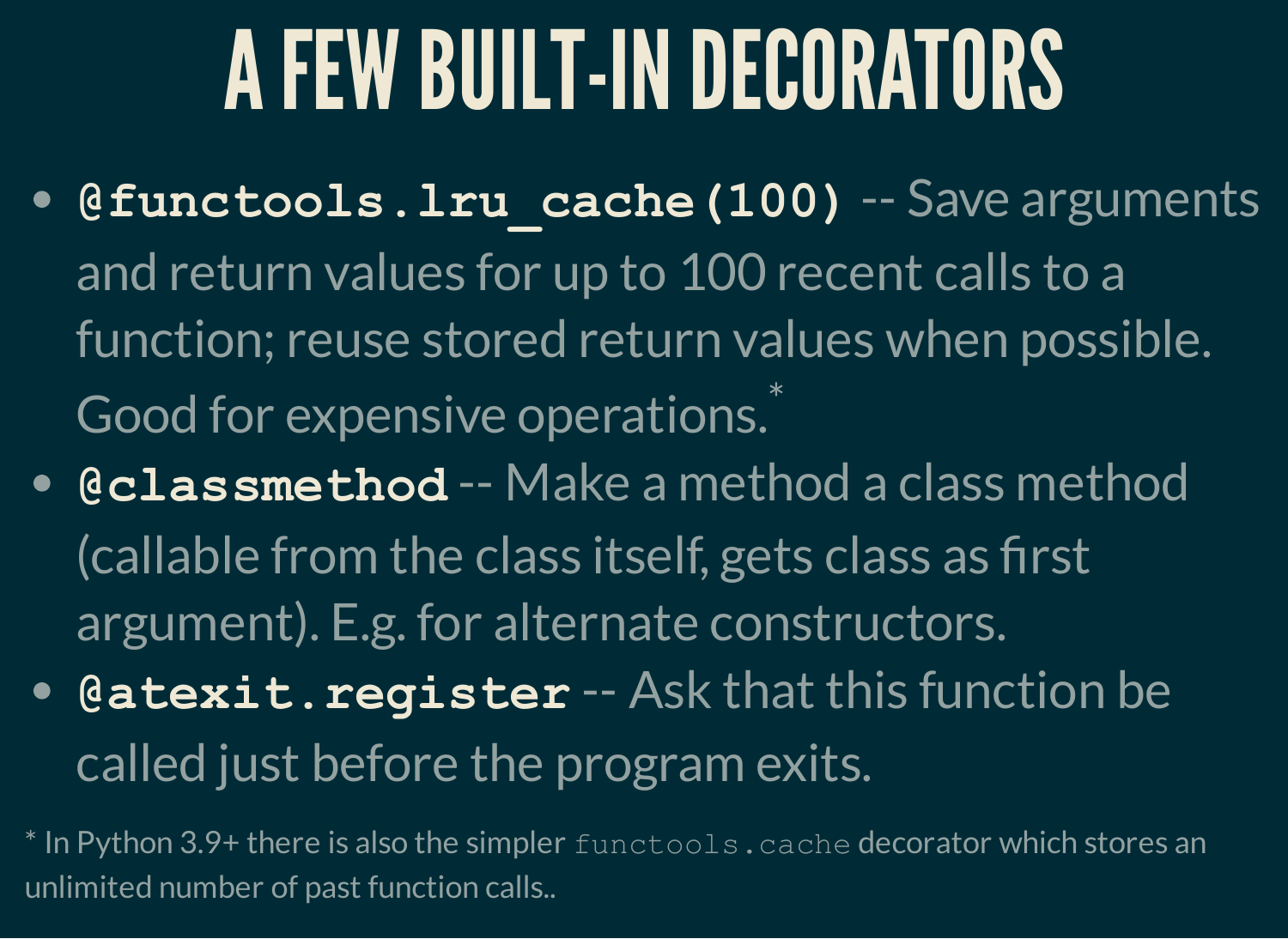# A FEW BUILT-IN DECORATORS

- **`@functools.lru_cache(100)`** -- Save arguments and return values for up to 100 recent calls to a function; reuse stored return values when possible. Good for expensive operations.*
- **`@classmethod`** -- Make a method a class method (callable from the class itself, gets class as first argument). E.g. for alternate constructors.
- **`@atexit.register`** -- Ask that this function be called just before the program exits.

* In Python 3.9+ there is also the simpler `functools.cache` decorator which stores an unlimited number of past function calls..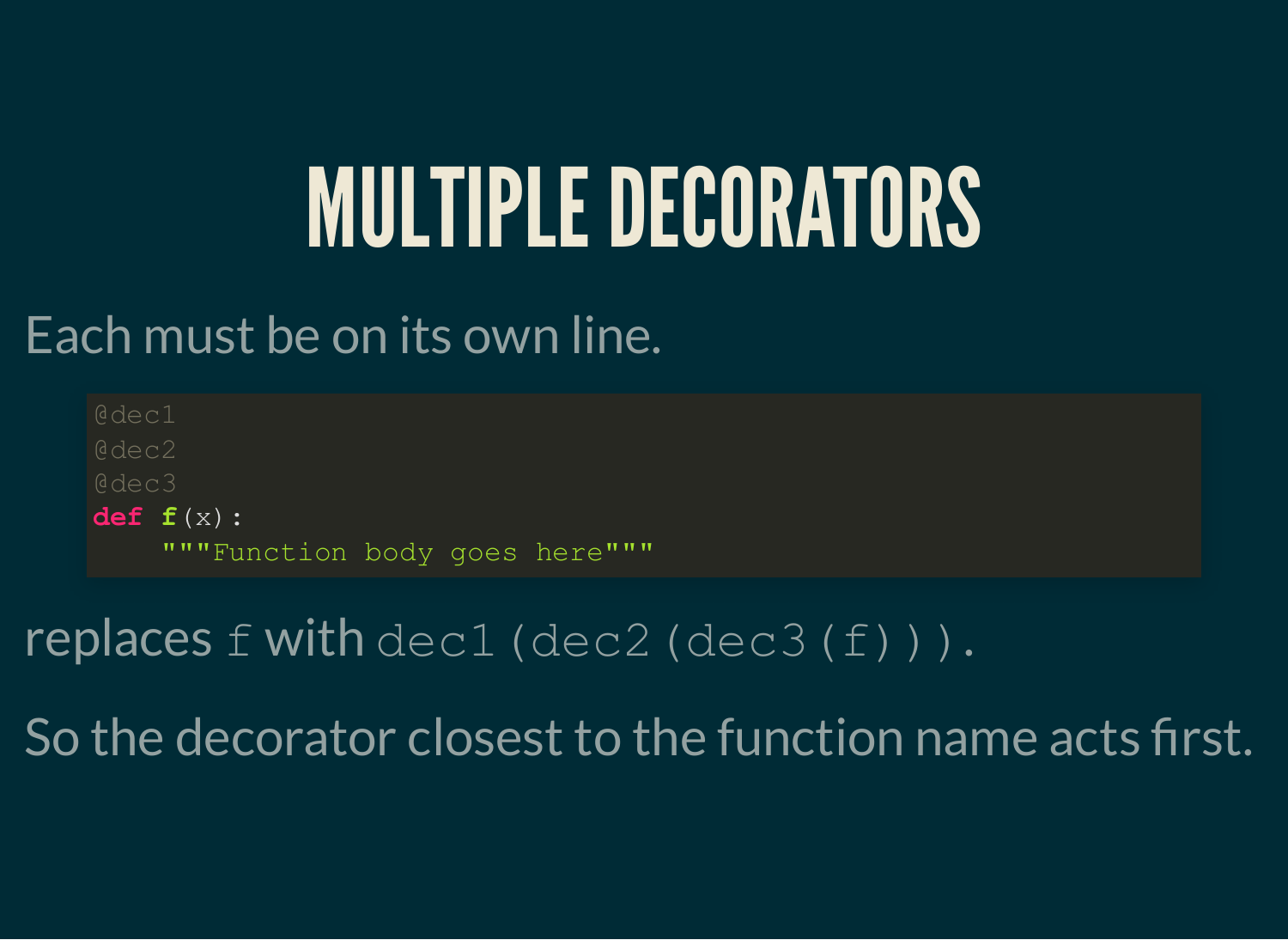# MULTIPLE DECORATORS

Each must be on its own line.

```
@dec1
@dec2
@dec3
def f(x):
    """Function body goes here"""
```

replaces `f` with `dec1(dec2(dec3(f)))`.

So the decorator closest to the function name acts first.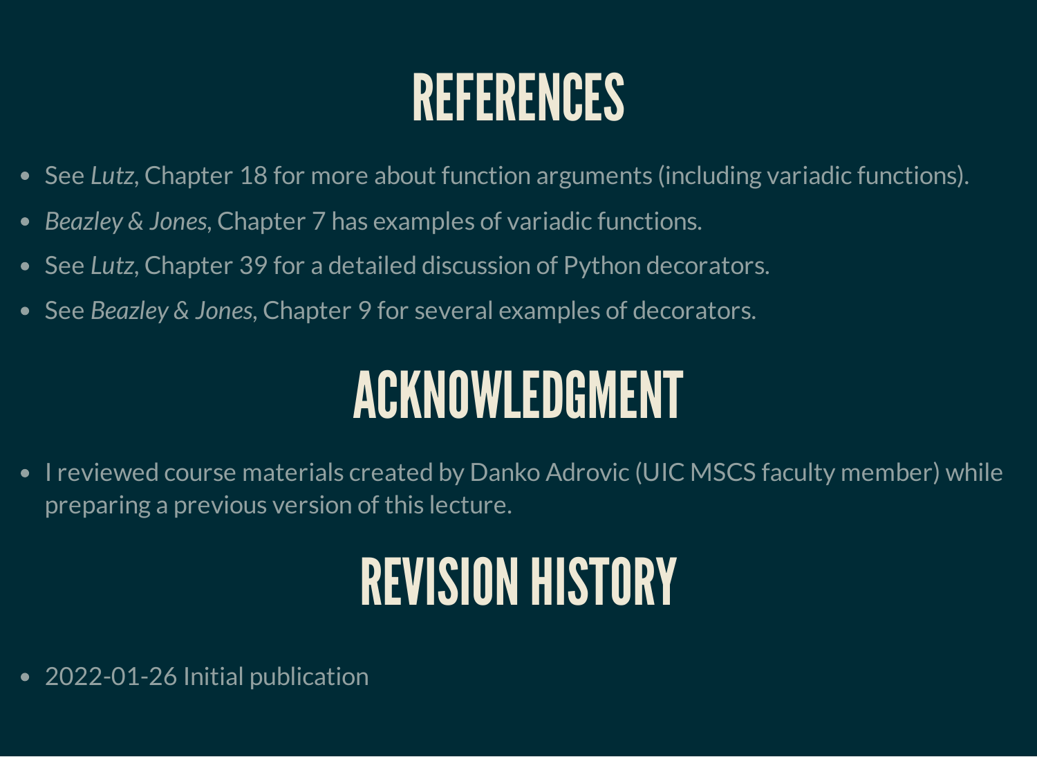# REFERENCES

- See *Lutz*, Chapter 18 for more about function arguments (including variadic functions).
- *Beazley & Jones*, Chapter 7 has examples of variadic functions.
- See *Lutz*, Chapter 39 for a detailed discussion of Python decorators.
- See *Beazley & Jones*, Chapter 9 for several examples of decorators.

# ACKNOWLEDGMENT

- I reviewed course materials created by Danko Adrovic (UIC MSCS faculty member) while preparing a previous version of this lecture.

# REVISION HISTORY

- 2022-01-26 Initial publication